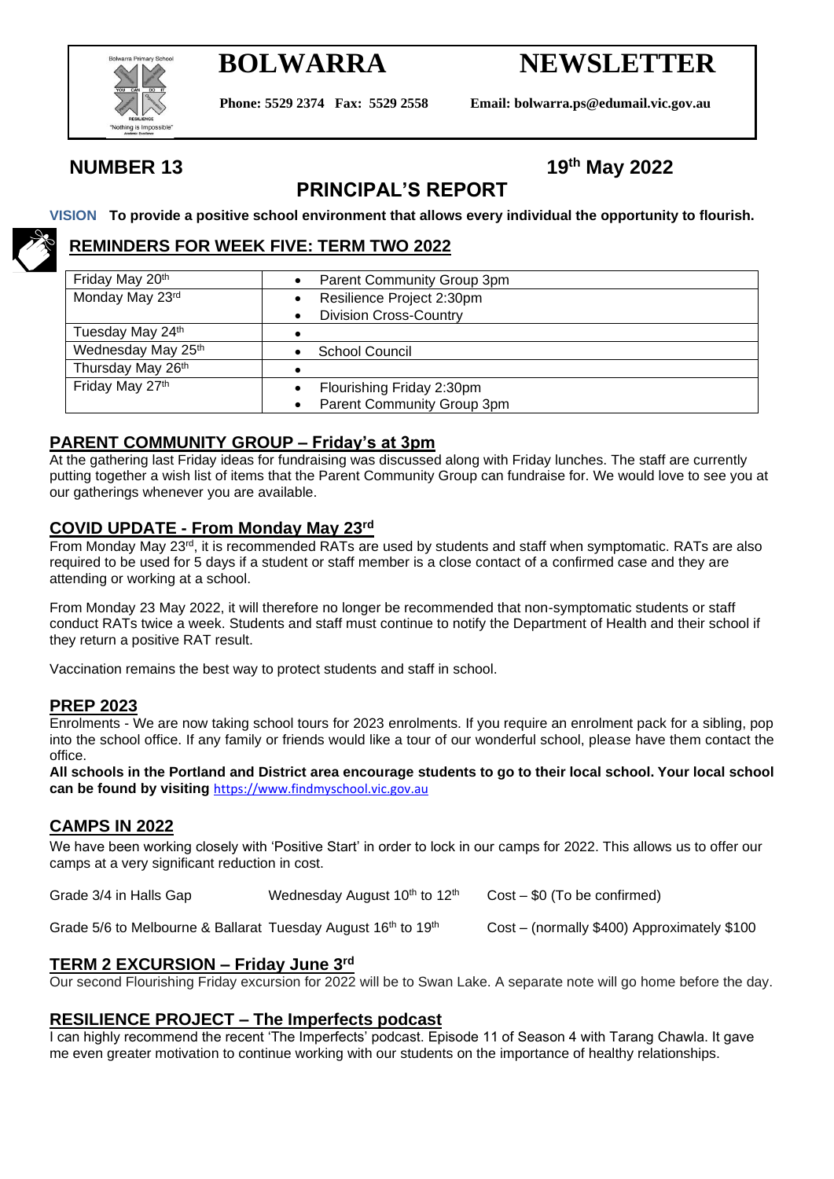# BOLWARRA NEWSLETTER

**Phone: 5529 2374 Fax: 5529 2558 Email: bolwarra.ps@edumail.vic.gov.au**

**NUMBER 13** **19th May 2022**

## PRINCIPAL'S REPORT

**VISION To provide a positive school environment that allows every individual the opportunity to flourish.**

### REMINDERS FOR WEEK FIVE: TERM TWO 2022

| | |
|---|---|
| Friday May 20th | • Parent Community Group 3pm |
| Monday May 23rd | • Resilience Project 2:30pm<br>• Division Cross-Country |
| Tuesday May 24th | • |
| Wednesday May 25th | • School Council |
| Thursday May 26th | • |
| Friday May 27th | • Flourishing Friday 2:30pm<br>• Parent Community Group 3pm |

### PARENT COMMUNITY GROUP – Friday's at 3pm

At the gathering last Friday ideas for fundraising was discussed along with Friday lunches. The staff are currently putting together a wish list of items that the Parent Community Group can fundraise for. We would love to see you at our gatherings whenever you are available.

### COVID UPDATE - From Monday May 23rd

From Monday May 23rd, it is recommended RATs are used by students and staff when symptomatic. RATs are also required to be used for 5 days if a student or staff member is a close contact of a confirmed case and they are attending or working at a school.

From Monday 23 May 2022, it will therefore no longer be recommended that non-symptomatic students or staff conduct RATs twice a week. Students and staff must continue to notify the Department of Health and their school if they return a positive RAT result.

Vaccination remains the best way to protect students and staff in school.

### PREP 2023

Enrolments - We are now taking school tours for 2023 enrolments. If you require an enrolment pack for a sibling, pop into the school office. If any family or friends would like a tour of our wonderful school, please have them contact the office.

**All schools in the Portland and District area encourage students to go to their local school. Your local school can be found by visiting** https://www.findmyschool.vic.gov.au

### CAMPS IN 2022

We have been working closely with 'Positive Start' in order to lock in our camps for 2022. This allows us to offer our camps at a very significant reduction in cost.

Grade 3/4 in Halls Gap — Wednesday August 10th to 12th — Cost – $0 (To be confirmed)

Grade 5/6 to Melbourne & Ballarat — Tuesday August 16th to 19th — Cost – (normally $400) Approximately $100

### TERM 2 EXCURSION – Friday June 3rd

Our second Flourishing Friday excursion for 2022 will be to Swan Lake. A separate note will go home before the day.

### RESILIENCE PROJECT – The Imperfects podcast

I can highly recommend the recent 'The Imperfects' podcast. Episode 11 of Season 4 with Tarang Chawla. It gave me even greater motivation to continue working with our students on the importance of healthy relationships.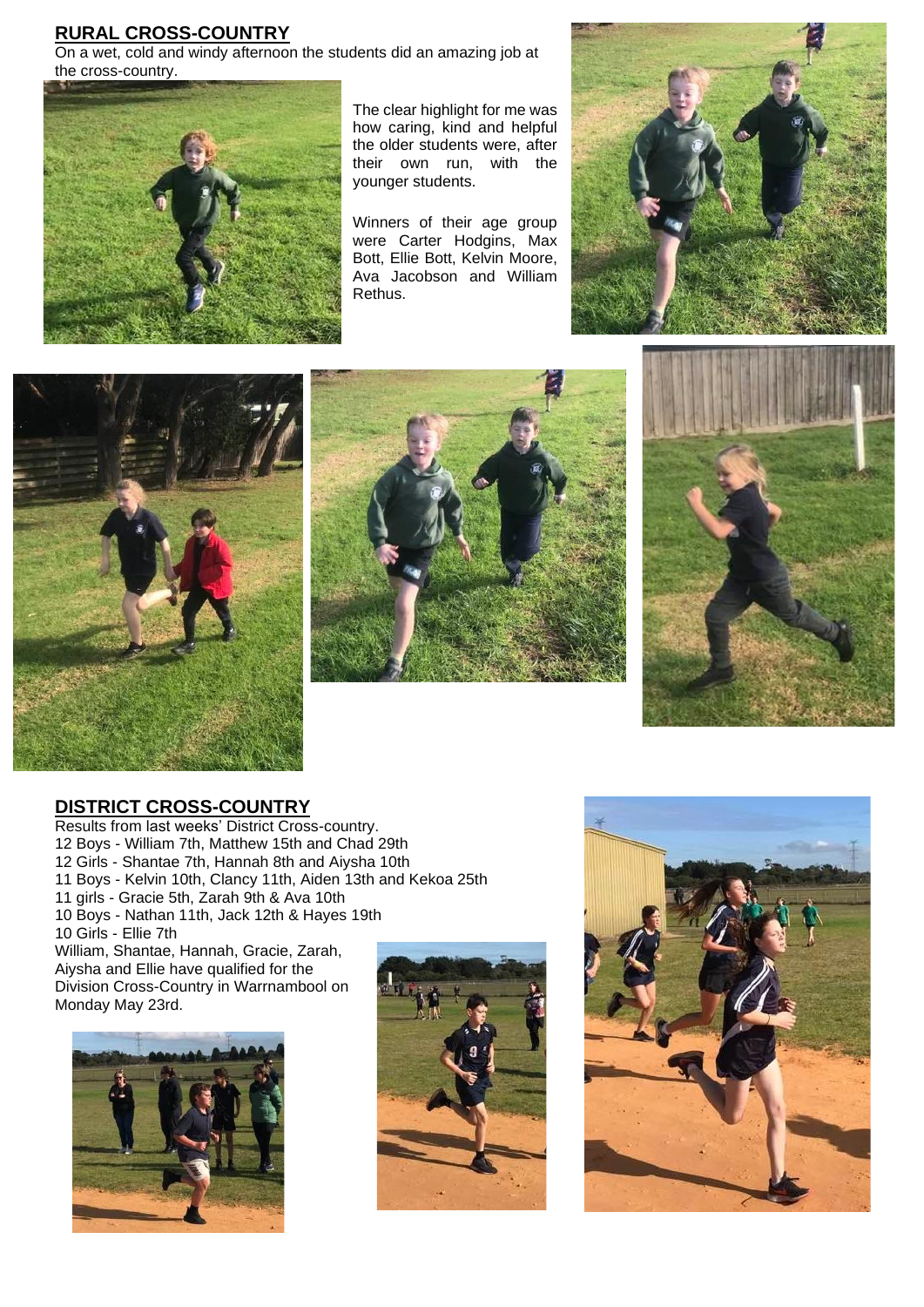## RURAL CROSS-COUNTRY

On a wet, cold and windy afternoon the students did an amazing job at the cross-country.

The clear highlight for me was how caring, kind and helpful the older students were, after their own run, with the younger students.

Winners of their age group were Carter Hodgins, Max Bott, Ellie Bott, Kelvin Moore, Ava Jacobson and William Rethus.

## DISTRICT CROSS-COUNTRY

Results from last weeks' District Cross-country.

12 Boys - William 7th, Matthew 15th and Chad 29th
12 Girls - Shantae 7th, Hannah 8th and Aiysha 10th
11 Boys - Kelvin 10th, Clancy 11th, Aiden 13th and Kekoa 25th
11 girls - Gracie 5th, Zarah 9th & Ava 10th
10 Boys - Nathan 11th, Jack 12th & Hayes 19th
10 Girls - Ellie 7th

William, Shantae, Hannah, Gracie, Zarah, Aiysha and Ellie have qualified for the Division Cross-Country in Warrnambool on Monday May 23rd.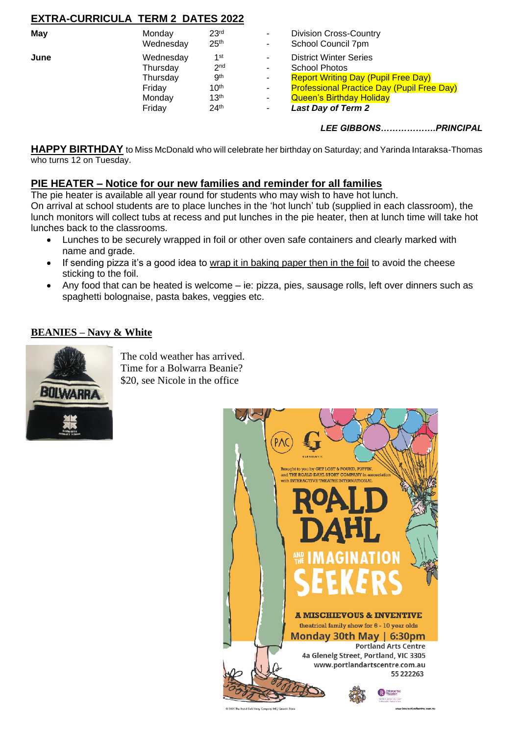## EXTRA-CURRICULA TERM 2 DATES 2022

| Month | Day | Date | | Event |
|---|---|---|---|---|
| **May** | Monday | 23rd | - | Division Cross-Country |
| | Wednesday | 25th | - | School Council 7pm |
| **June** | Wednesday | 1st | - | District Winter Series |
| | Thursday | 2nd | - | School Photos |
| | Thursday | 9th | - | Report Writing Day (Pupil Free Day) |
| | Friday | 10th | - | Professional Practice Day (Pupil Free Day) |
| | Monday | 13th | - | Queen's Birthday Holiday |
| | Friday | 24th | - | ***Last Day of Term 2*** |

***LEE GIBBONS……………….PRINCIPAL***

**HAPPY BIRTHDAY** to Miss McDonald who will celebrate her birthday on Saturday; and Yarinda Intaraksa-Thomas who turns 12 on Tuesday.

## PIE HEATER – Notice for our new families and reminder for all families

The pie heater is available all year round for students who may wish to have hot lunch.

On arrival at school students are to place lunches in the 'hot lunch' tub (supplied in each classroom), the lunch monitors will collect tubs at recess and put lunches in the pie heater, then at lunch time will take hot lunches back to the classrooms.

- Lunches to be securely wrapped in foil or other oven safe containers and clearly marked with name and grade.
- If sending pizza it's a good idea to wrap it in baking paper then in the foil to avoid the cheese sticking to the foil.
- Any food that can be heated is welcome – ie: pizza, pies, sausage rolls, left over dinners such as spaghetti bolognaise, pasta bakes, veggies etc.

## BEANIES – Navy & White

The cold weather has arrived.
Time for a Bolwarra Beanie?
$20, see Nicole in the office

Brought to you by GET LOST & FOUND, PUFFIN, and THE ROALD DAHL STORY COMPANY in association with INTERACTIVE THEATRE INTERNATIONAL

**ROALD DAHL AND THE IMAGINATION SEEKERS**

**A MISCHIEVOUS & INVENTIVE** theatrical family show for 6 - 10 year olds

**Monday 30th May | 6:30pm**

Portland Arts Centre
4a Glenelg Street, Portland, VIC 3305
www.portlandartscentre.com.au
55 222263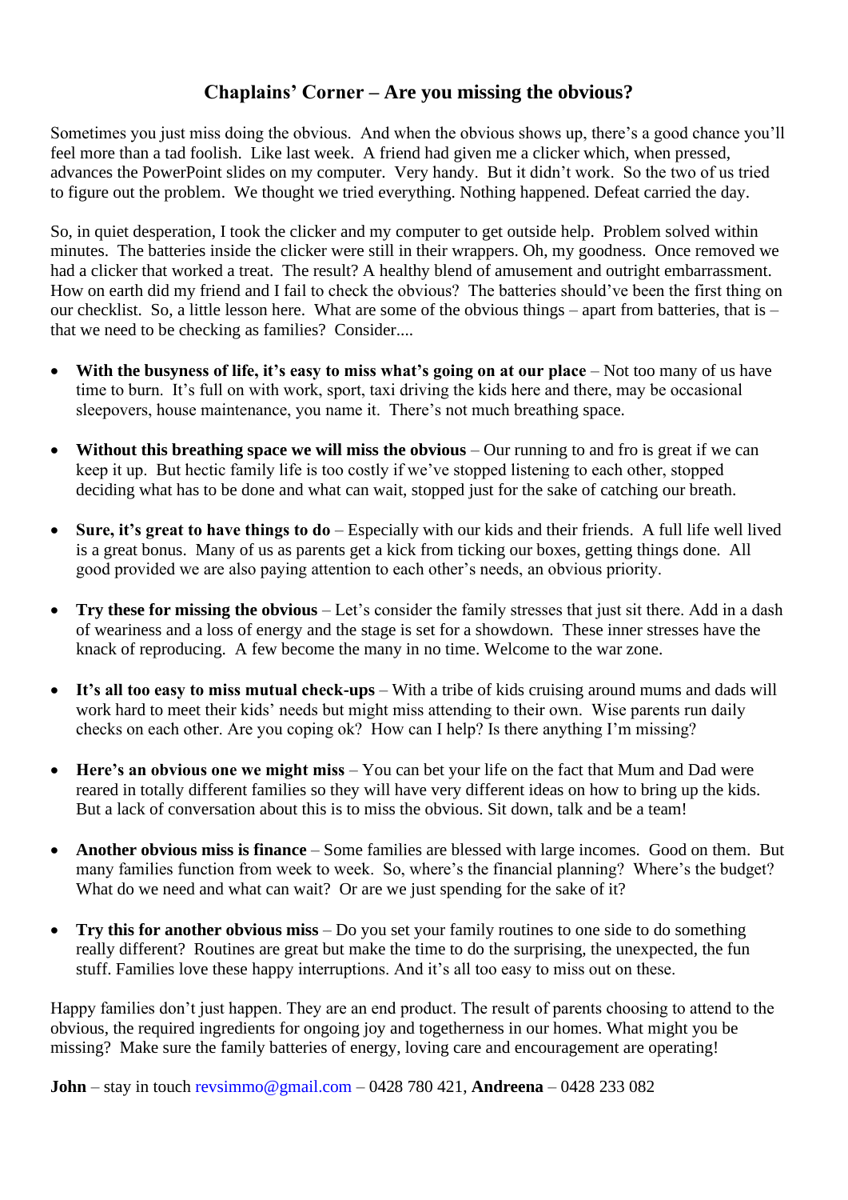## Chaplains' Corner – Are you missing the obvious?

Sometimes you just miss doing the obvious. And when the obvious shows up, there's a good chance you'll feel more than a tad foolish. Like last week. A friend had given me a clicker which, when pressed, advances the PowerPoint slides on my computer. Very handy. But it didn't work. So the two of us tried to figure out the problem. We thought we tried everything. Nothing happened. Defeat carried the day.

So, in quiet desperation, I took the clicker and my computer to get outside help. Problem solved within minutes. The batteries inside the clicker were still in their wrappers. Oh, my goodness. Once removed we had a clicker that worked a treat. The result? A healthy blend of amusement and outright embarrassment. How on earth did my friend and I fail to check the obvious? The batteries should've been the first thing on our checklist. So, a little lesson here. What are some of the obvious things – apart from batteries, that is – that we need to be checking as families? Consider....

- **With the busyness of life, it's easy to miss what's going on at our place** – Not too many of us have time to burn. It's full on with work, sport, taxi driving the kids here and there, may be occasional sleepovers, house maintenance, you name it. There's not much breathing space.

- **Without this breathing space we will miss the obvious** – Our running to and fro is great if we can keep it up. But hectic family life is too costly if we've stopped listening to each other, stopped deciding what has to be done and what can wait, stopped just for the sake of catching our breath.

- **Sure, it's great to have things to do** – Especially with our kids and their friends. A full life well lived is a great bonus. Many of us as parents get a kick from ticking our boxes, getting things done. All good provided we are also paying attention to each other's needs, an obvious priority.

- **Try these for missing the obvious** – Let's consider the family stresses that just sit there. Add in a dash of weariness and a loss of energy and the stage is set for a showdown. These inner stresses have the knack of reproducing. A few become the many in no time. Welcome to the war zone.

- **It's all too easy to miss mutual check-ups** – With a tribe of kids cruising around mums and dads will work hard to meet their kids' needs but might miss attending to their own. Wise parents run daily checks on each other. Are you coping ok? How can I help? Is there anything I'm missing?

- **Here's an obvious one we might miss** – You can bet your life on the fact that Mum and Dad were reared in totally different families so they will have very different ideas on how to bring up the kids. But a lack of conversation about this is to miss the obvious. Sit down, talk and be a team!

- **Another obvious miss is finance** – Some families are blessed with large incomes. Good on them. But many families function from week to week. So, where's the financial planning? Where's the budget? What do we need and what can wait? Or are we just spending for the sake of it?

- **Try this for another obvious miss** – Do you set your family routines to one side to do something really different? Routines are great but make the time to do the surprising, the unexpected, the fun stuff. Families love these happy interruptions. And it's all too easy to miss out on these.

Happy families don't just happen. They are an end product. The result of parents choosing to attend to the obvious, the required ingredients for ongoing joy and togetherness in our homes. What might you be missing? Make sure the family batteries of energy, loving care and encouragement are operating!

**John** – stay in touch revsimmo@gmail.com – 0428 780 421, **Andreena** – 0428 233 082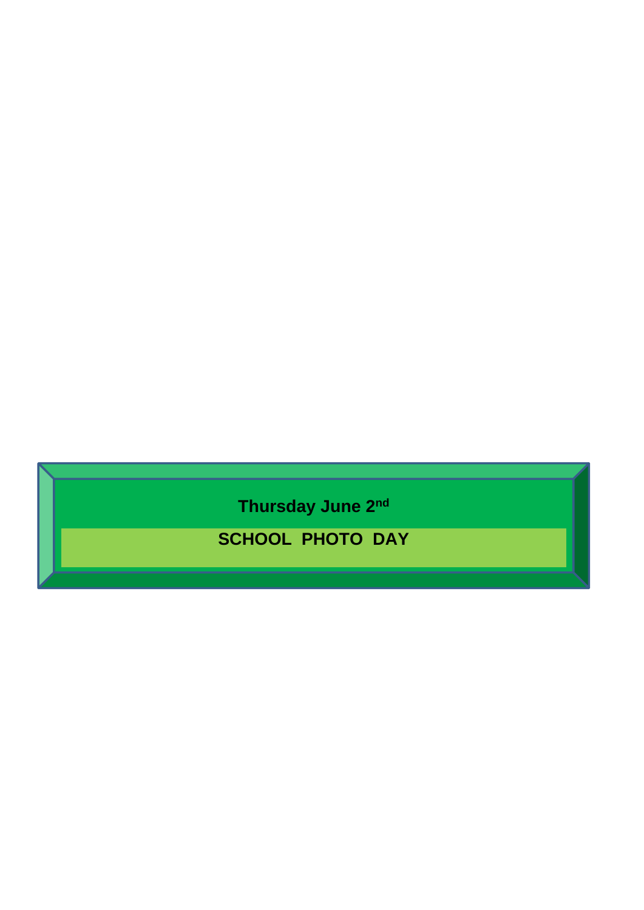**Thursday June 2nd**

**SCHOOL PHOTO DAY**